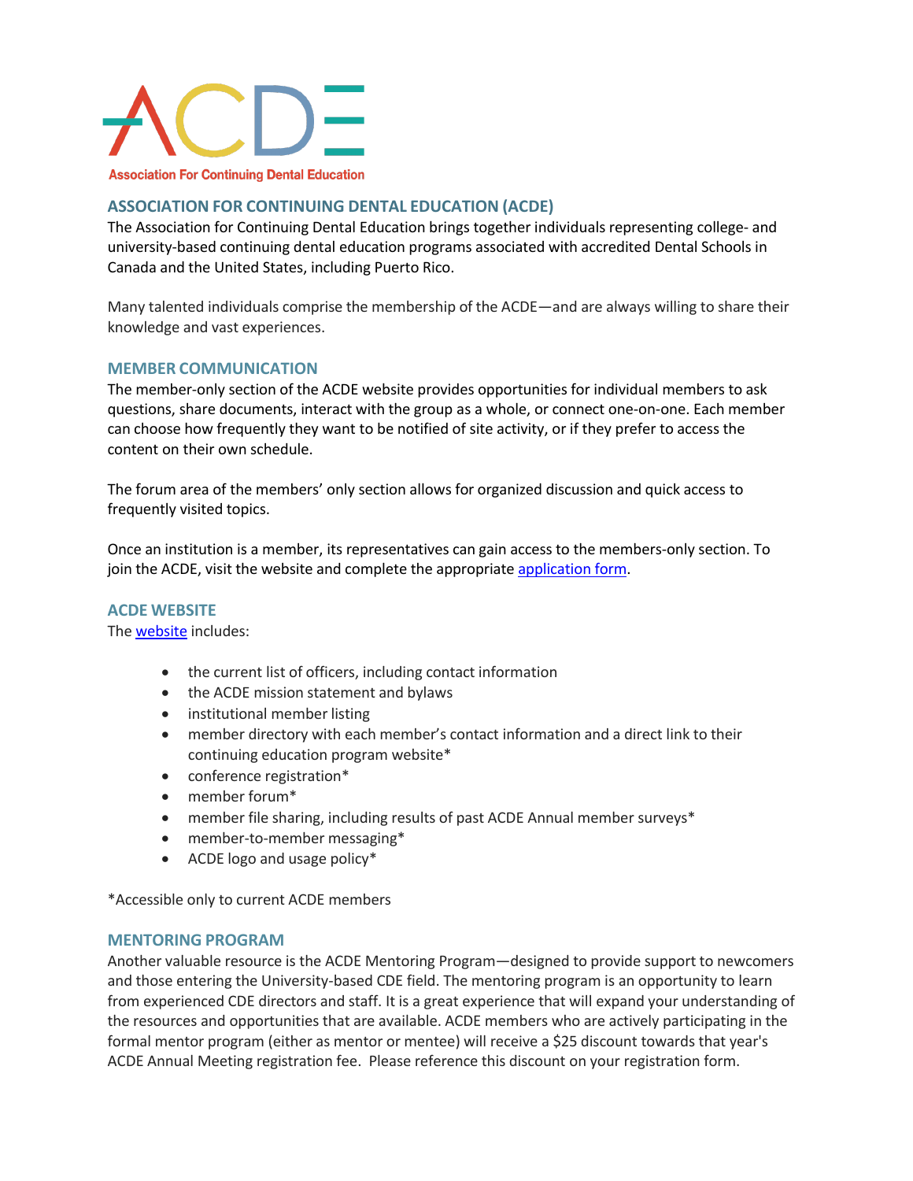ACDE

Association For Continuing Dental Education

## ASSOCIATION FOR CONTINUING DENTAL EDUCATION (ACDE)

The Association for Continuing Dental Education brings together individuals representing college- and university-based continuing dental education programs associated with accredited Dental Schools in Canada and the United States, including Puerto Rico.

Many talented individuals comprise the membership of the ACDE—and are always willing to share their knowledge and vast experiences.

## MEMBER COMMUNICATION

The member-only section of the ACDE website provides opportunities for individual members to ask questions, share documents, interact with the group as a whole, or connect one-on-one. Each member can choose how frequently they want to be notified of site activity, or if they prefer to access the content on their own schedule.

The forum area of the members' only section allows for organized discussion and quick access to frequently visited topics.

Once an institution is a member, its representatives can gain access to the members-only section. To join the ACDE, visit the website and complete the appropriate application form.

## ACDE WEBSITE

The website includes:

- the current list of officers, including contact information
- the ACDE mission statement and bylaws
- institutional member listing
- member directory with each member's contact information and a direct link to their continuing education program website*
- conference registration*
- member forum*
- member file sharing, including results of past ACDE Annual member surveys*
- member-to-member messaging*
- ACDE logo and usage policy*

*Accessible only to current ACDE members

## MENTORING PROGRAM

Another valuable resource is the ACDE Mentoring Program—designed to provide support to newcomers and those entering the University-based CDE field. The mentoring program is an opportunity to learn from experienced CDE directors and staff. It is a great experience that will expand your understanding of the resources and opportunities that are available. ACDE members who are actively participating in the formal mentor program (either as mentor or mentee) will receive a $25 discount towards that year's ACDE Annual Meeting registration fee. Please reference this discount on your registration form.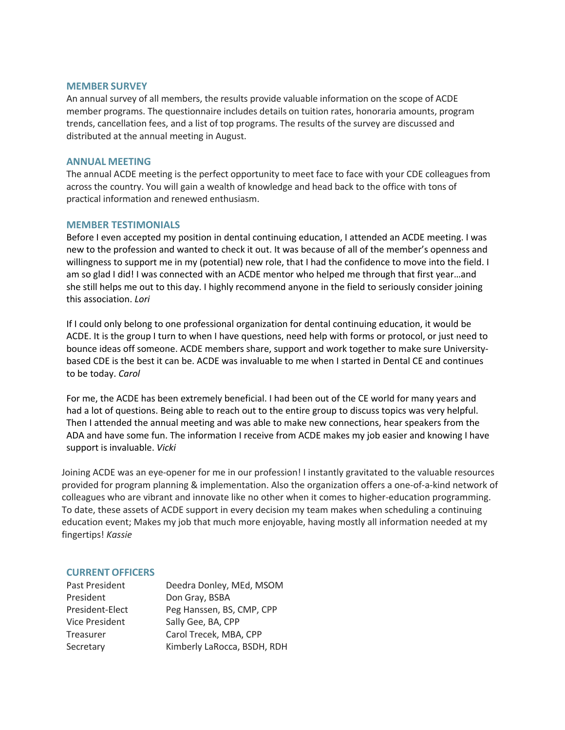## MEMBER SURVEY

An annual survey of all members, the results provide valuable information on the scope of ACDE member programs. The questionnaire includes details on tuition rates, honoraria amounts, program trends, cancellation fees, and a list of top programs. The results of the survey are discussed and distributed at the annual meeting in August.

## ANNUAL MEETING

The annual ACDE meeting is the perfect opportunity to meet face to face with your CDE colleagues from across the country. You will gain a wealth of knowledge and head back to the office with tons of practical information and renewed enthusiasm.

## MEMBER TESTIMONIALS

Before I even accepted my position in dental continuing education, I attended an ACDE meeting. I was new to the profession and wanted to check it out. It was because of all of the member's openness and willingness to support me in my (potential) new role, that I had the confidence to move into the field. I am so glad I did! I was connected with an ACDE mentor who helped me through that first year…and she still helps me out to this day. I highly recommend anyone in the field to seriously consider joining this association. *Lori*

If I could only belong to one professional organization for dental continuing education, it would be ACDE. It is the group I turn to when I have questions, need help with forms or protocol, or just need to bounce ideas off someone. ACDE members share, support and work together to make sure University-based CDE is the best it can be. ACDE was invaluable to me when I started in Dental CE and continues to be today. *Carol*

For me, the ACDE has been extremely beneficial. I had been out of the CE world for many years and had a lot of questions. Being able to reach out to the entire group to discuss topics was very helpful. Then I attended the annual meeting and was able to make new connections, hear speakers from the ADA and have some fun. The information I receive from ACDE makes my job easier and knowing I have support is invaluable. *Vicki*

Joining ACDE was an eye-opener for me in our profession! I instantly gravitated to the valuable resources provided for program planning & implementation. Also the organization offers a one-of-a-kind network of colleagues who are vibrant and innovate like no other when it comes to higher-education programming. To date, these assets of ACDE support in every decision my team makes when scheduling a continuing education event; Makes my job that much more enjoyable, having mostly all information needed at my fingertips! *Kassie*

## CURRENT OFFICERS

| | |
|---|---|
| Past President | Deedra Donley, MEd, MSOM |
| President | Don Gray, BSBA |
| President-Elect | Peg Hanssen, BS, CMP, CPP |
| Vice President | Sally Gee, BA, CPP |
| Treasurer | Carol Trecek, MBA, CPP |
| Secretary | Kimberly LaRocca, BSDH, RDH |